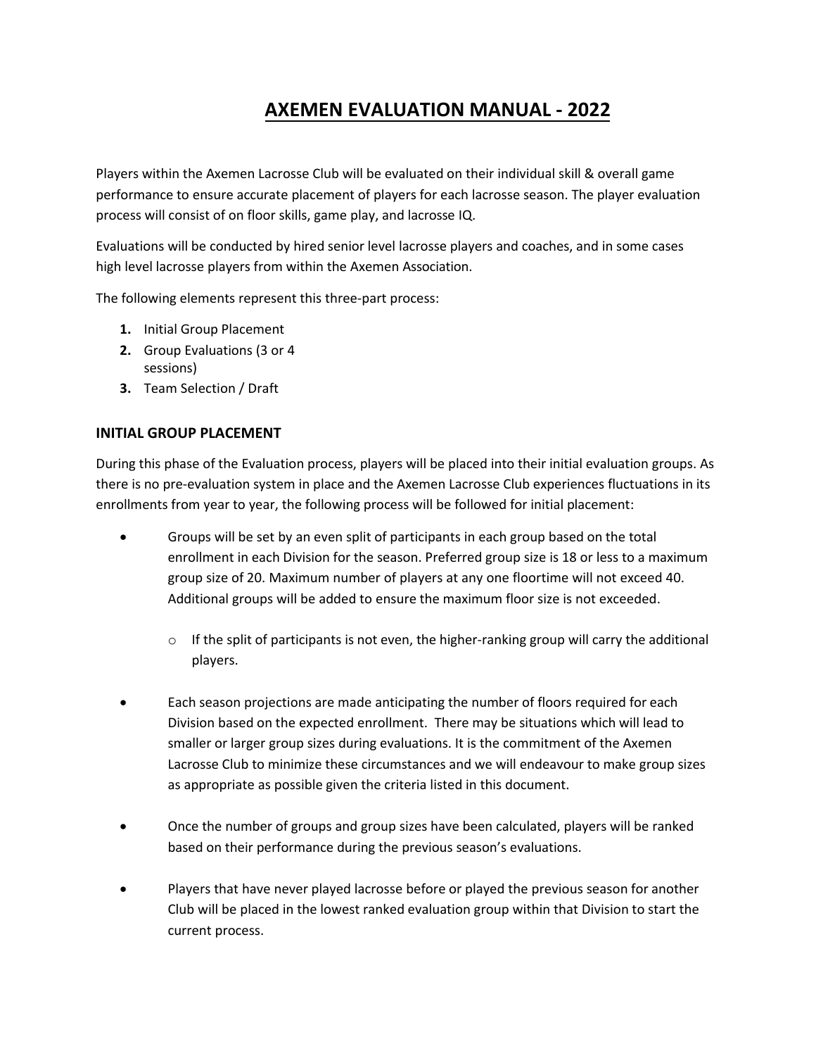# AXEMEN EVALUATION MANUAL - 2022

Players within the Axemen Lacrosse Club will be evaluated on their individual skill & overall game performance to ensure accurate placement of players for each lacrosse season. The player evaluation process will consist of on floor skills, game play, and lacrosse IQ.

Evaluations will be conducted by hired senior level lacrosse players and coaches, and in some cases high level lacrosse players from within the Axemen Association.

The following elements represent this three-part process:

1. Initial Group Placement
2. Group Evaluations (3 or 4 sessions)
3. Team Selection / Draft

### INITIAL GROUP PLACEMENT

During this phase of the Evaluation process, players will be placed into their initial evaluation groups. As there is no pre-evaluation system in place and the Axemen Lacrosse Club experiences fluctuations in its enrollments from year to year, the following process will be followed for initial placement:

- Groups will be set by an even split of participants in each group based on the total enrollment in each Division for the season. Preferred group size is 18 or less to a maximum group size of 20. Maximum number of players at any one floortime will not exceed 40. Additional groups will be added to ensure the maximum floor size is not exceeded.
    - If the split of participants is not even, the higher-ranking group will carry the additional players.
- Each season projections are made anticipating the number of floors required for each Division based on the expected enrollment. There may be situations which will lead to smaller or larger group sizes during evaluations. It is the commitment of the Axemen Lacrosse Club to minimize these circumstances and we will endeavour to make group sizes as appropriate as possible given the criteria listed in this document.
- Once the number of groups and group sizes have been calculated, players will be ranked based on their performance during the previous season's evaluations.
- Players that have never played lacrosse before or played the previous season for another Club will be placed in the lowest ranked evaluation group within that Division to start the current process.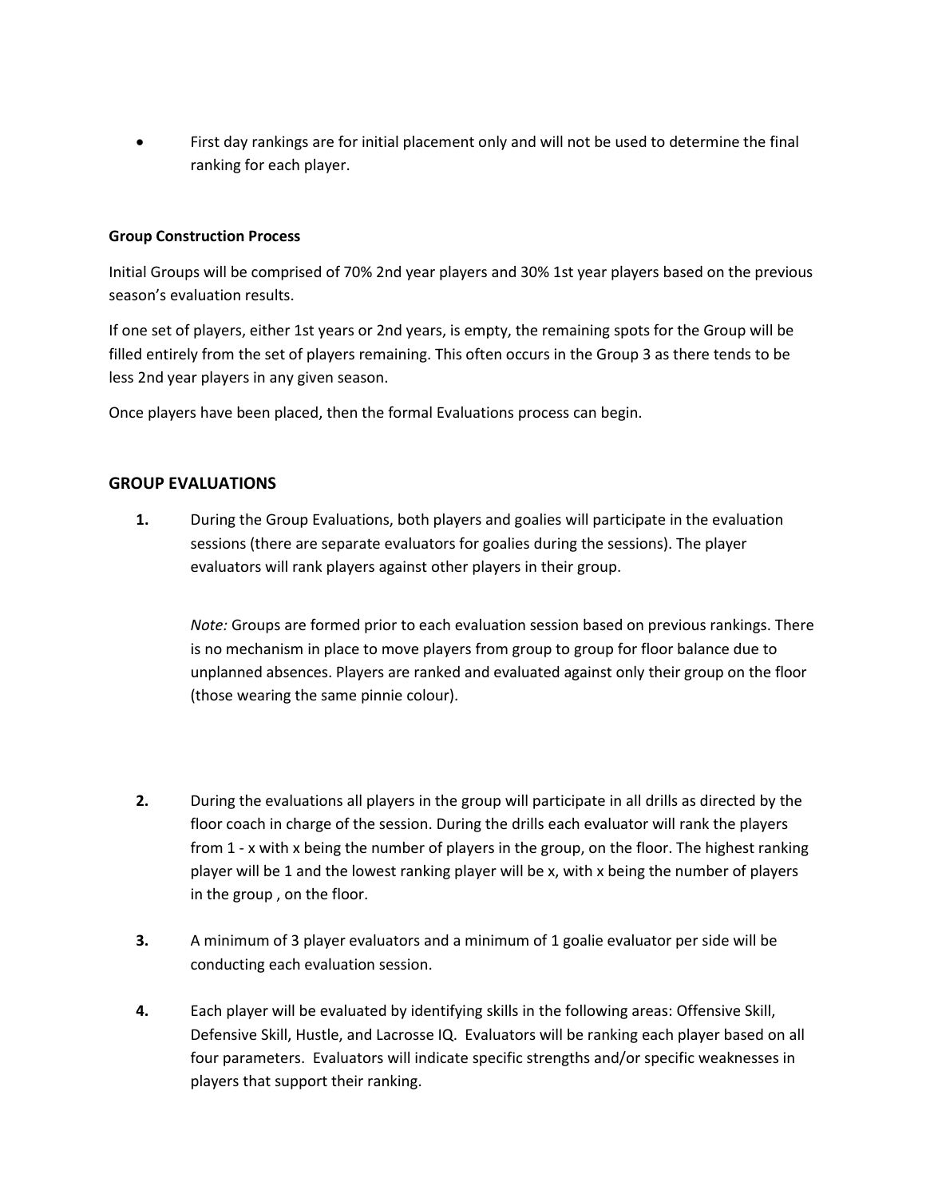- First day rankings are for initial placement only and will not be used to determine the final ranking for each player.

**Group Construction Process**

Initial Groups will be comprised of 70% 2nd year players and 30% 1st year players based on the previous season's evaluation results.

If one set of players, either 1st years or 2nd years, is empty, the remaining spots for the Group will be filled entirely from the set of players remaining. This often occurs in the Group 3 as there tends to be less 2nd year players in any given season.

Once players have been placed, then the formal Evaluations process can begin.

## GROUP EVALUATIONS

**1.** During the Group Evaluations, both players and goalies will participate in the evaluation sessions (there are separate evaluators for goalies during the sessions). The player evaluators will rank players against other players in their group.

*Note:* Groups are formed prior to each evaluation session based on previous rankings. There is no mechanism in place to move players from group to group for floor balance due to unplanned absences. Players are ranked and evaluated against only their group on the floor (those wearing the same pinnie colour).

**2.** During the evaluations all players in the group will participate in all drills as directed by the floor coach in charge of the session. During the drills each evaluator will rank the players from 1 - x with x being the number of players in the group, on the floor. The highest ranking player will be 1 and the lowest ranking player will be x, with x being the number of players in the group , on the floor.

**3.** A minimum of 3 player evaluators and a minimum of 1 goalie evaluator per side will be conducting each evaluation session.

**4.** Each player will be evaluated by identifying skills in the following areas: Offensive Skill, Defensive Skill, Hustle, and Lacrosse IQ. Evaluators will be ranking each player based on all four parameters. Evaluators will indicate specific strengths and/or specific weaknesses in players that support their ranking.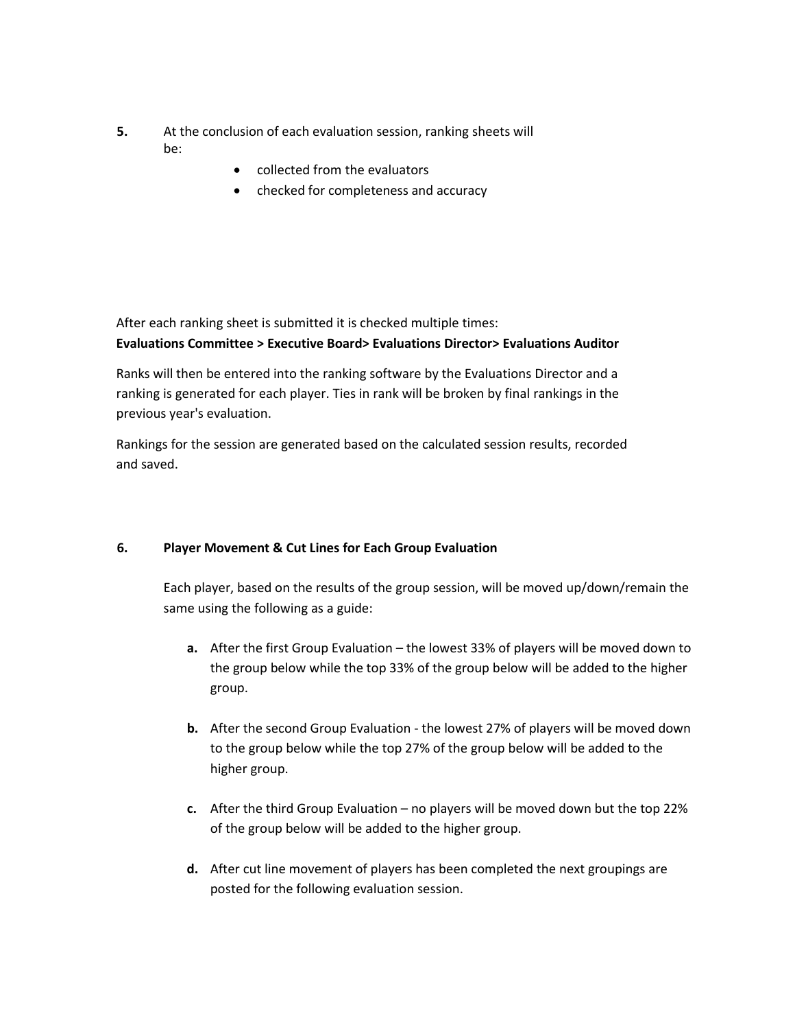**5.** At the conclusion of each evaluation session, ranking sheets will be:

- collected from the evaluators
- checked for completeness and accuracy

After each ranking sheet is submitted it is checked multiple times:

**Evaluations Committee > Executive Board> Evaluations Director> Evaluations Auditor**

Ranks will then be entered into the ranking software by the Evaluations Director and a ranking is generated for each player. Ties in rank will be broken by final rankings in the previous year's evaluation.

Rankings for the session are generated based on the calculated session results, recorded and saved.

**6. Player Movement & Cut Lines for Each Group Evaluation**

Each player, based on the results of the group session, will be moved up/down/remain the same using the following as a guide:

**a.** After the first Group Evaluation – the lowest 33% of players will be moved down to the group below while the top 33% of the group below will be added to the higher group.

**b.** After the second Group Evaluation - the lowest 27% of players will be moved down to the group below while the top 27% of the group below will be added to the higher group.

**c.** After the third Group Evaluation – no players will be moved down but the top 22% of the group below will be added to the higher group.

**d.** After cut line movement of players has been completed the next groupings are posted for the following evaluation session.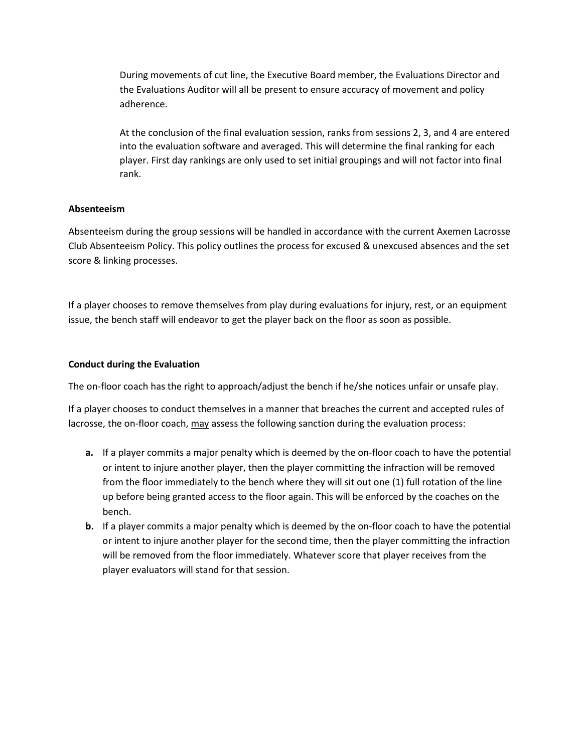During movements of cut line, the Executive Board member, the Evaluations Director and the Evaluations Auditor will all be present to ensure accuracy of movement and policy adherence.

At the conclusion of the final evaluation session, ranks from sessions 2, 3, and 4 are entered into the evaluation software and averaged. This will determine the final ranking for each player. First day rankings are only used to set initial groupings and will not factor into final rank.

**Absenteeism**

Absenteeism during the group sessions will be handled in accordance with the current Axemen Lacrosse Club Absenteeism Policy. This policy outlines the process for excused & unexcused absences and the set score & linking processes.

If a player chooses to remove themselves from play during evaluations for injury, rest, or an equipment issue, the bench staff will endeavor to get the player back on the floor as soon as possible.

**Conduct during the Evaluation**

The on-floor coach has the right to approach/adjust the bench if he/she notices unfair or unsafe play.

If a player chooses to conduct themselves in a manner that breaches the current and accepted rules of lacrosse, the on-floor coach, <u>may</u> assess the following sanction during the evaluation process:

- **a.** If a player commits a major penalty which is deemed by the on-floor coach to have the potential or intent to injure another player, then the player committing the infraction will be removed from the floor immediately to the bench where they will sit out one (1) full rotation of the line up before being granted access to the floor again. This will be enforced by the coaches on the bench.
- **b.** If a player commits a major penalty which is deemed by the on-floor coach to have the potential or intent to injure another player for the second time, then the player committing the infraction will be removed from the floor immediately. Whatever score that player receives from the player evaluators will stand for that session.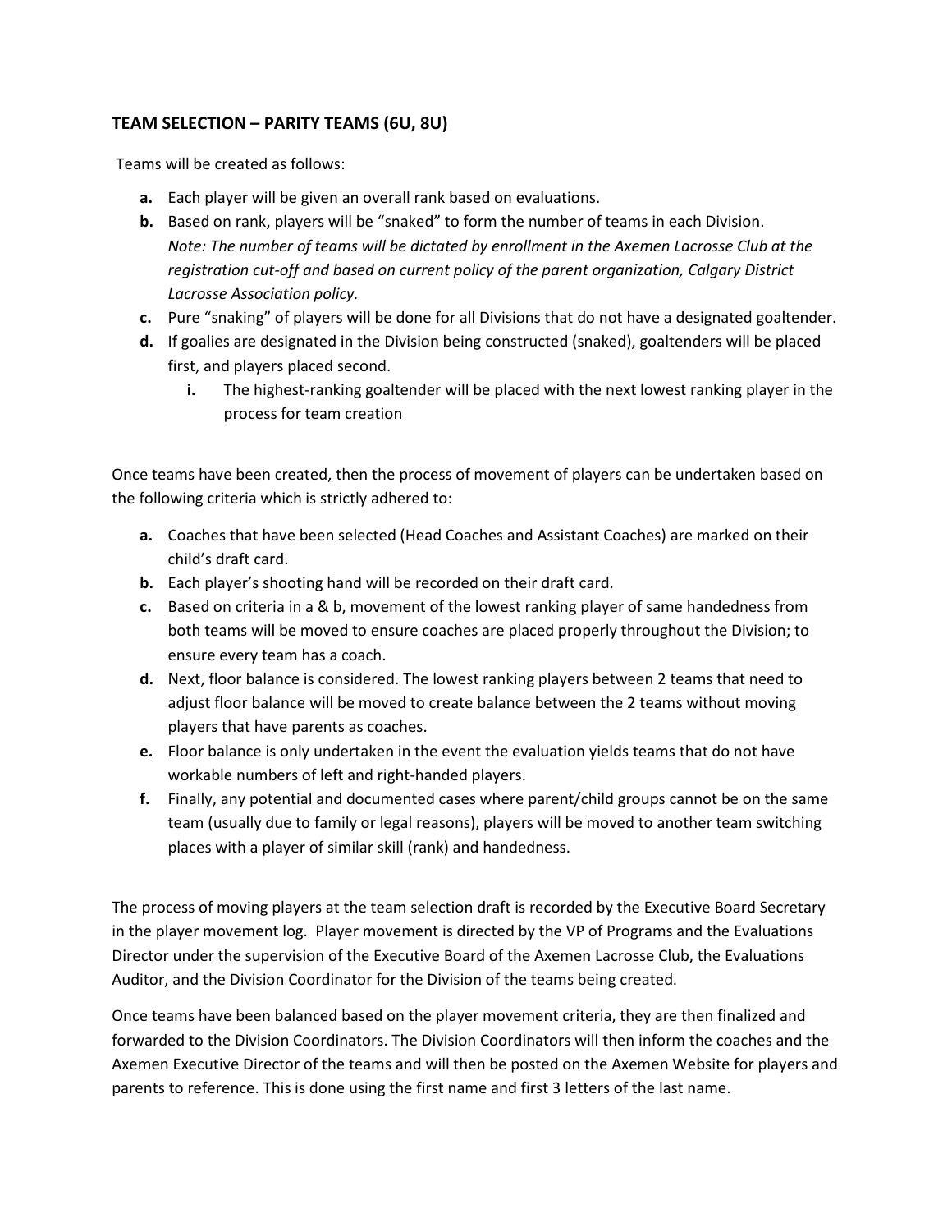### TEAM SELECTION – PARITY TEAMS (6U, 8U)

Teams will be created as follows:

- **a.** Each player will be given an overall rank based on evaluations.
- **b.** Based on rank, players will be "snaked" to form the number of teams in each Division. *Note: The number of teams will be dictated by enrollment in the Axemen Lacrosse Club at the registration cut-off and based on current policy of the parent organization, Calgary District Lacrosse Association policy.*
- **c.** Pure "snaking" of players will be done for all Divisions that do not have a designated goaltender.
- **d.** If goalies are designated in the Division being constructed (snaked), goaltenders will be placed first, and players placed second.
  - **i.** The highest-ranking goaltender will be placed with the next lowest ranking player in the process for team creation

Once teams have been created, then the process of movement of players can be undertaken based on the following criteria which is strictly adhered to:

- **a.** Coaches that have been selected (Head Coaches and Assistant Coaches) are marked on their child's draft card.
- **b.** Each player's shooting hand will be recorded on their draft card.
- **c.** Based on criteria in a & b, movement of the lowest ranking player of same handedness from both teams will be moved to ensure coaches are placed properly throughout the Division; to ensure every team has a coach.
- **d.** Next, floor balance is considered. The lowest ranking players between 2 teams that need to adjust floor balance will be moved to create balance between the 2 teams without moving players that have parents as coaches.
- **e.** Floor balance is only undertaken in the event the evaluation yields teams that do not have workable numbers of left and right-handed players.
- **f.** Finally, any potential and documented cases where parent/child groups cannot be on the same team (usually due to family or legal reasons), players will be moved to another team switching places with a player of similar skill (rank) and handedness.

The process of moving players at the team selection draft is recorded by the Executive Board Secretary in the player movement log. Player movement is directed by the VP of Programs and the Evaluations Director under the supervision of the Executive Board of the Axemen Lacrosse Club, the Evaluations Auditor, and the Division Coordinator for the Division of the teams being created.

Once teams have been balanced based on the player movement criteria, they are then finalized and forwarded to the Division Coordinators. The Division Coordinators will then inform the coaches and the Axemen Executive Director of the teams and will then be posted on the Axemen Website for players and parents to reference. This is done using the first name and first 3 letters of the last name.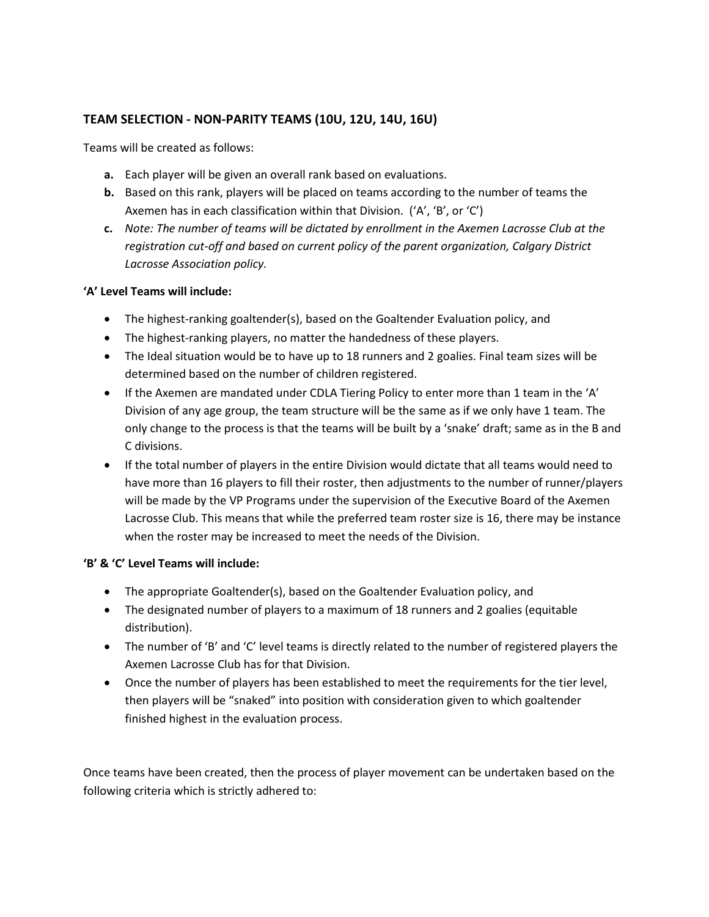## TEAM SELECTION - NON-PARITY TEAMS (10U, 12U, 14U, 16U)

Teams will be created as follows:

- **a.** Each player will be given an overall rank based on evaluations.
- **b.** Based on this rank, players will be placed on teams according to the number of teams the Axemen has in each classification within that Division. ('A', 'B', or 'C')
- **c.** *Note: The number of teams will be dictated by enrollment in the Axemen Lacrosse Club at the registration cut-off and based on current policy of the parent organization, Calgary District Lacrosse Association policy.*

**'A' Level Teams will include:**

- The highest-ranking goaltender(s), based on the Goaltender Evaluation policy, and
- The highest-ranking players, no matter the handedness of these players.
- The Ideal situation would be to have up to 18 runners and 2 goalies. Final team sizes will be determined based on the number of children registered.
- If the Axemen are mandated under CDLA Tiering Policy to enter more than 1 team in the 'A' Division of any age group, the team structure will be the same as if we only have 1 team. The only change to the process is that the teams will be built by a 'snake' draft; same as in the B and C divisions.
- If the total number of players in the entire Division would dictate that all teams would need to have more than 16 players to fill their roster, then adjustments to the number of runner/players will be made by the VP Programs under the supervision of the Executive Board of the Axemen Lacrosse Club. This means that while the preferred team roster size is 16, there may be instance when the roster may be increased to meet the needs of the Division.

**'B' & 'C' Level Teams will include:**

- The appropriate Goaltender(s), based on the Goaltender Evaluation policy, and
- The designated number of players to a maximum of 18 runners and 2 goalies (equitable distribution).
- The number of 'B' and 'C' level teams is directly related to the number of registered players the Axemen Lacrosse Club has for that Division.
- Once the number of players has been established to meet the requirements for the tier level, then players will be "snaked" into position with consideration given to which goaltender finished highest in the evaluation process.

Once teams have been created, then the process of player movement can be undertaken based on the following criteria which is strictly adhered to: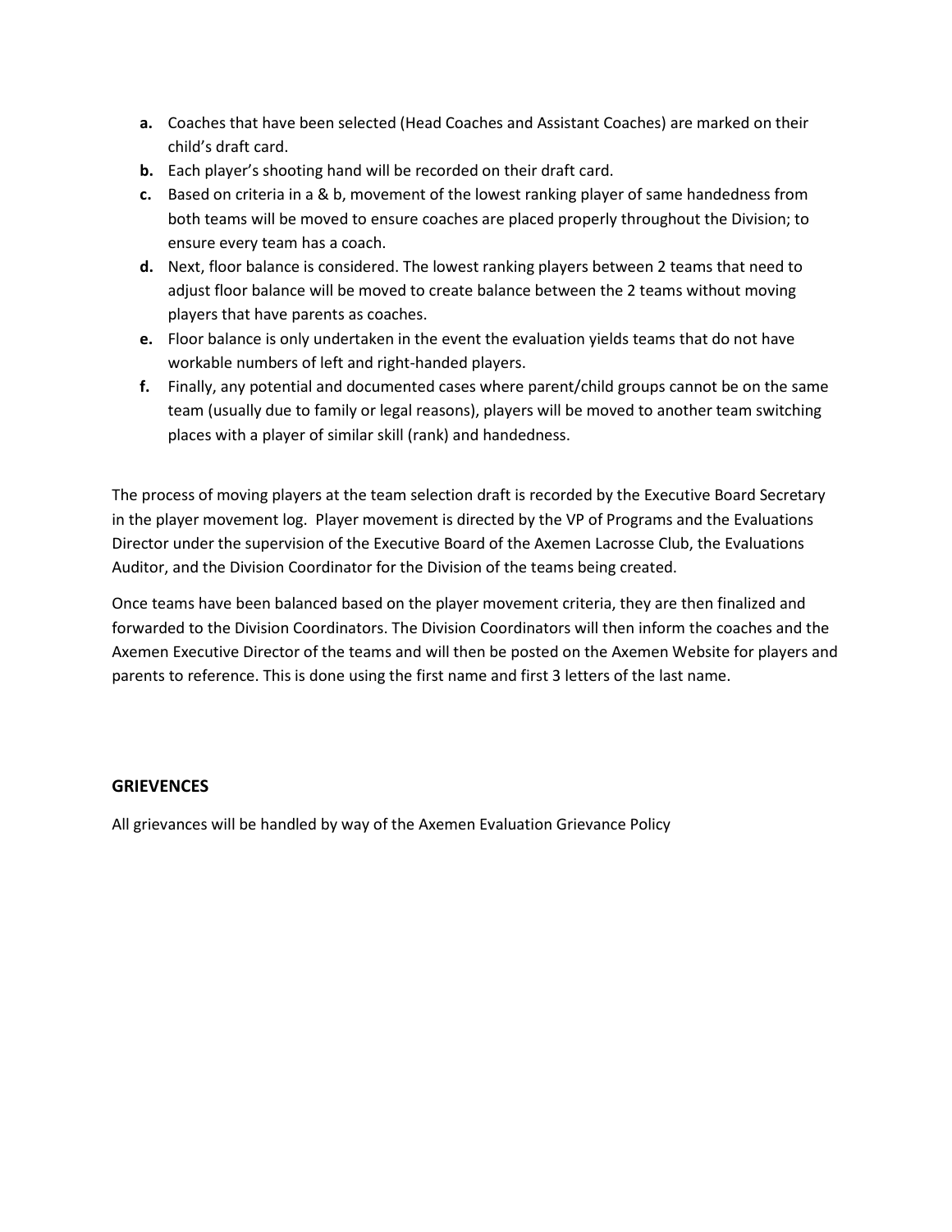a. Coaches that have been selected (Head Coaches and Assistant Coaches) are marked on their child's draft card.
b. Each player's shooting hand will be recorded on their draft card.
c. Based on criteria in a & b, movement of the lowest ranking player of same handedness from both teams will be moved to ensure coaches are placed properly throughout the Division; to ensure every team has a coach.
d. Next, floor balance is considered. The lowest ranking players between 2 teams that need to adjust floor balance will be moved to create balance between the 2 teams without moving players that have parents as coaches.
e. Floor balance is only undertaken in the event the evaluation yields teams that do not have workable numbers of left and right-handed players.
f. Finally, any potential and documented cases where parent/child groups cannot be on the same team (usually due to family or legal reasons), players will be moved to another team switching places with a player of similar skill (rank) and handedness.

The process of moving players at the team selection draft is recorded by the Executive Board Secretary in the player movement log. Player movement is directed by the VP of Programs and the Evaluations Director under the supervision of the Executive Board of the Axemen Lacrosse Club, the Evaluations Auditor, and the Division Coordinator for the Division of the teams being created.

Once teams have been balanced based on the player movement criteria, they are then finalized and forwarded to the Division Coordinators. The Division Coordinators will then inform the coaches and the Axemen Executive Director of the teams and will then be posted on the Axemen Website for players and parents to reference. This is done using the first name and first 3 letters of the last name.

## GRIEVENCES

All grievances will be handled by way of the Axemen Evaluation Grievance Policy